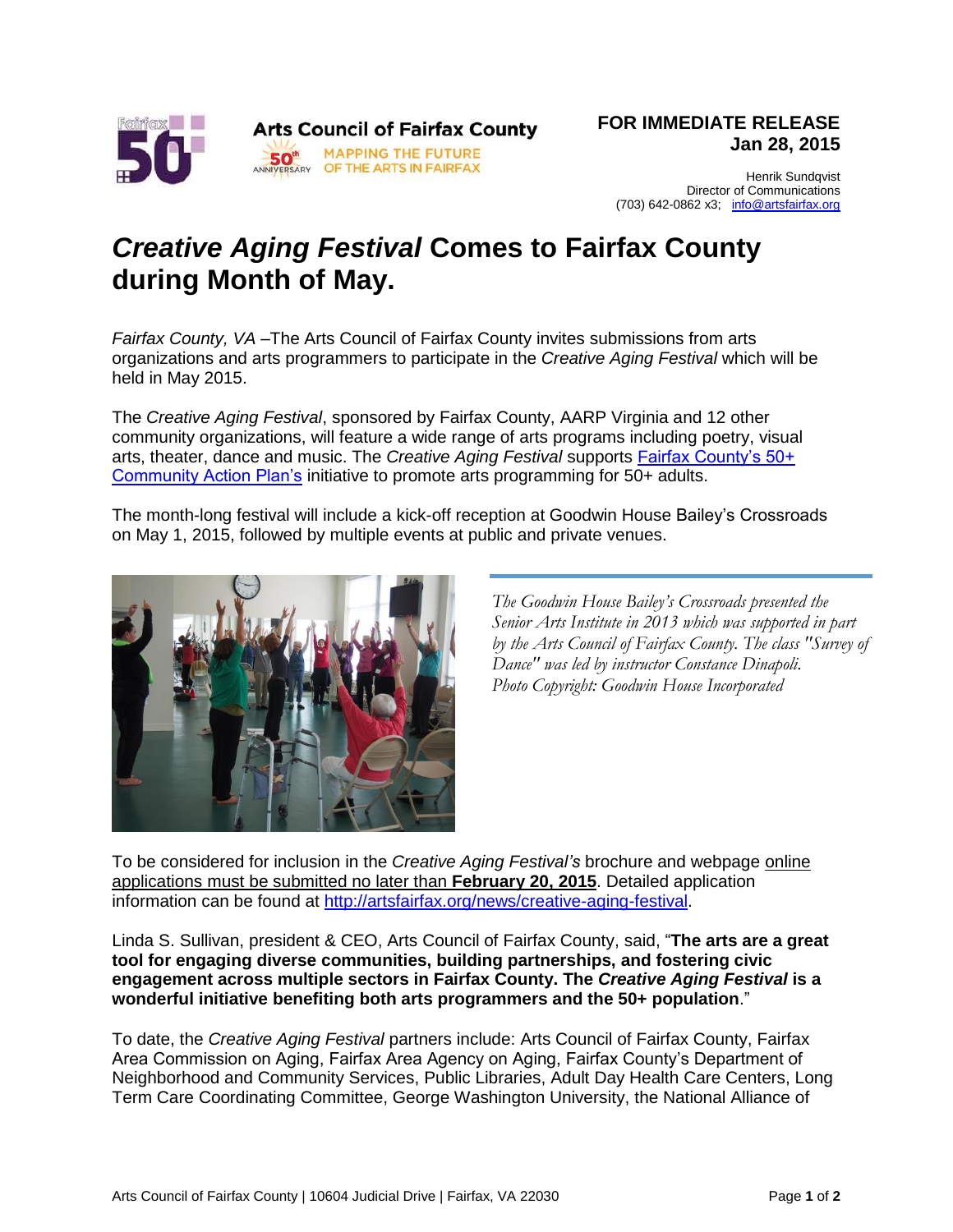Arts Council of Fairfax County
MAPPING THE FUTURE OF THE ARTS IN FAIRFAX

**FOR IMMEDIATE RELEASE**
**Jan 28, 2015**

Henrik Sundqvist
Director of Communications
(703) 642-0862 x3; info@artsfairfax.org

# *Creative Aging Festival* Comes to Fairfax County during Month of May.

*Fairfax County, VA* –The Arts Council of Fairfax County invites submissions from arts organizations and arts programmers to participate in the *Creative Aging Festival* which will be held in May 2015.

The *Creative Aging Festival*, sponsored by Fairfax County, AARP Virginia and 12 other community organizations, will feature a wide range of arts programs including poetry, visual arts, theater, dance and music. The *Creative Aging Festival* supports Fairfax County's 50+ Community Action Plan's initiative to promote arts programming for 50+ adults.

The month-long festival will include a kick-off reception at Goodwin House Bailey's Crossroads on May 1, 2015, followed by multiple events at public and private venues.

*The Goodwin House Bailey's Crossroads presented the Senior Arts Institute in 2013 which was supported in part by the Arts Council of Fairfax County. The class "Survey of Dance" was led by instructor Constance Dinapoli. Photo Copyright: Goodwin House Incorporated*

To be considered for inclusion in the *Creative Aging Festival's* brochure and webpage online applications must be submitted no later than **February 20, 2015**. Detailed application information can be found at http://artsfairfax.org/news/creative-aging-festival.

Linda S. Sullivan, president & CEO, Arts Council of Fairfax County, said, "**The arts are a great tool for engaging diverse communities, building partnerships, and fostering civic engagement across multiple sectors in Fairfax County. The *Creative Aging Festival* is a wonderful initiative benefiting both arts programmers and the 50+ population**."

To date, the *Creative Aging Festival* partners include: Arts Council of Fairfax County, Fairfax Area Commission on Aging, Fairfax Area Agency on Aging, Fairfax County's Department of Neighborhood and Community Services, Public Libraries, Adult Day Health Care Centers, Long Term Care Coordinating Committee, George Washington University, the National Alliance of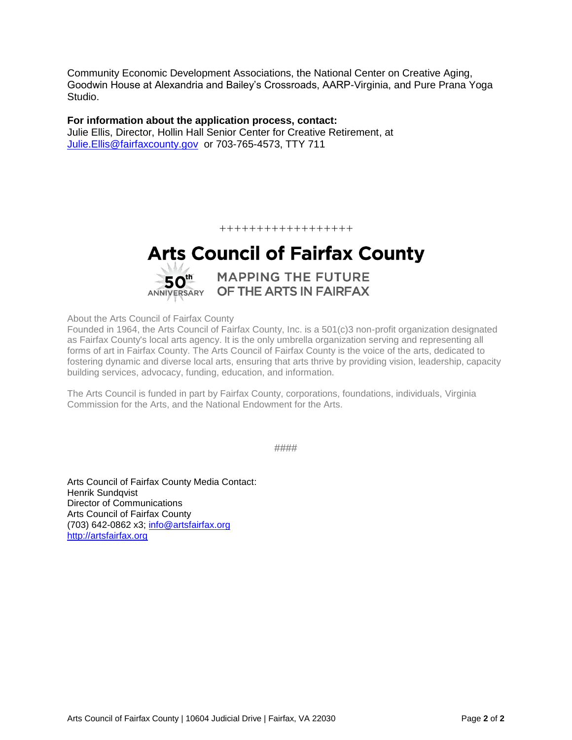Community Economic Development Associations, the National Center on Creative Aging, Goodwin House at Alexandria and Bailey's Crossroads, AARP-Virginia, and Pure Prana Yoga Studio.

**For information about the application process, contact:**
Julie Ellis, Director, Hollin Hall Senior Center for Creative Retirement, at Julie.Ellis@fairfaxcounty.gov or 703-765-4573, TTY 711

++++++++++++++++++

# Arts Council of Fairfax County

50th ANNIVERSARY — MAPPING THE FUTURE OF THE ARTS IN FAIRFAX

About the Arts Council of Fairfax County
Founded in 1964, the Arts Council of Fairfax County, Inc. is a 501(c)3 non-profit organization designated as Fairfax County's local arts agency. It is the only umbrella organization serving and representing all forms of art in Fairfax County. The Arts Council of Fairfax County is the voice of the arts, dedicated to fostering dynamic and diverse local arts, ensuring that arts thrive by providing vision, leadership, capacity building services, advocacy, funding, education, and information.

The Arts Council is funded in part by Fairfax County, corporations, foundations, individuals, Virginia Commission for the Arts, and the National Endowment for the Arts.

####

Arts Council of Fairfax County Media Contact:
Henrik Sundqvist
Director of Communications
Arts Council of Fairfax County
(703) 642-0862 x3; info@artsfairfax.org
http://artsfairfax.org